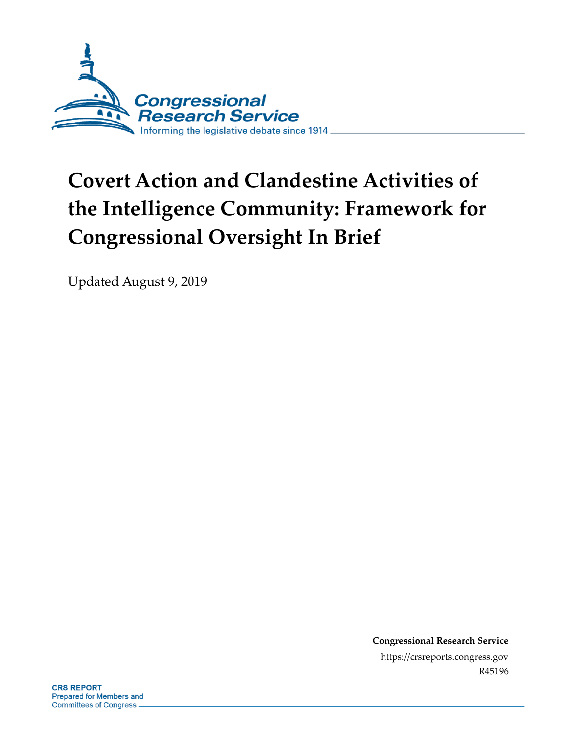Congressional Research Service

Informing the legislative debate since 1914

# Covert Action and Clandestine Activities of the Intelligence Community: Framework for Congressional Oversight In Brief

Updated August 9, 2019

**Congressional Research Service**

https://crsreports.congress.gov

R45196

**CRS REPORT**
Prepared for Members and Committees of Congress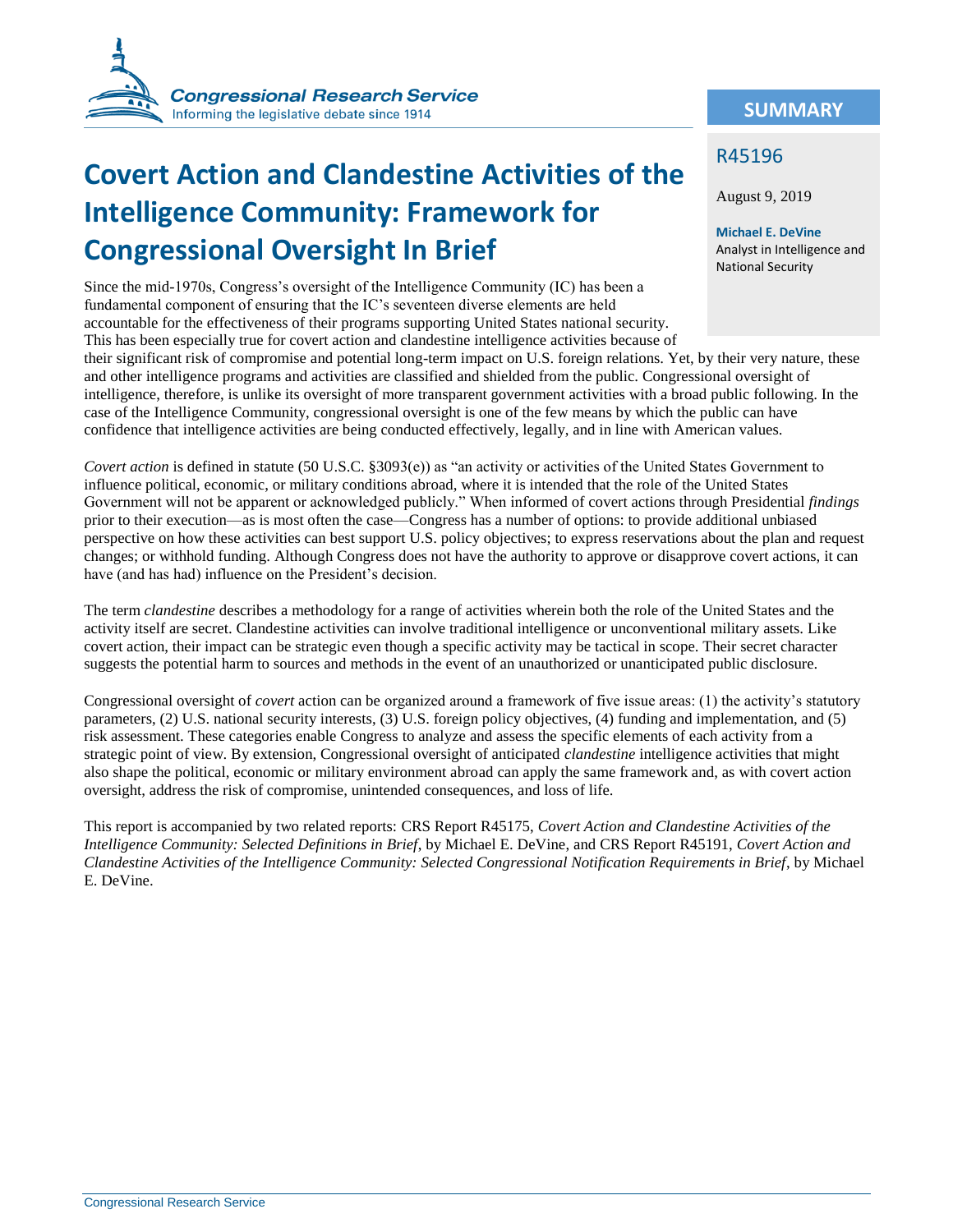# Covert Action and Clandestine Activities of the Intelligence Community: Framework for Congressional Oversight In Brief

## SUMMARY

R45196

August 9, 2019

**Michael E. DeVine**
Analyst in Intelligence and National Security

Since the mid-1970s, Congress's oversight of the Intelligence Community (IC) has been a fundamental component of ensuring that the IC's seventeen diverse elements are held accountable for the effectiveness of their programs supporting United States national security. This has been especially true for covert action and clandestine intelligence activities because of their significant risk of compromise and potential long-term impact on U.S. foreign relations. Yet, by their very nature, these and other intelligence programs and activities are classified and shielded from the public. Congressional oversight of intelligence, therefore, is unlike its oversight of more transparent government activities with a broad public following. In the case of the Intelligence Community, congressional oversight is one of the few means by which the public can have confidence that intelligence activities are being conducted effectively, legally, and in line with American values.

*Covert action* is defined in statute (50 U.S.C. §3093(e)) as "an activity or activities of the United States Government to influence political, economic, or military conditions abroad, where it is intended that the role of the United States Government will not be apparent or acknowledged publicly." When informed of covert actions through Presidential *findings* prior to their execution—as is most often the case—Congress has a number of options: to provide additional unbiased perspective on how these activities can best support U.S. policy objectives; to express reservations about the plan and request changes; or withhold funding. Although Congress does not have the authority to approve or disapprove covert actions, it can have (and has had) influence on the President's decision.

The term *clandestine* describes a methodology for a range of activities wherein both the role of the United States and the activity itself are secret. Clandestine activities can involve traditional intelligence or unconventional military assets. Like covert action, their impact can be strategic even though a specific activity may be tactical in scope. Their secret character suggests the potential harm to sources and methods in the event of an unauthorized or unanticipated public disclosure.

Congressional oversight of *covert* action can be organized around a framework of five issue areas: (1) the activity's statutory parameters, (2) U.S. national security interests, (3) U.S. foreign policy objectives, (4) funding and implementation, and (5) risk assessment. These categories enable Congress to analyze and assess the specific elements of each activity from a strategic point of view. By extension, Congressional oversight of anticipated *clandestine* intelligence activities that might also shape the political, economic or military environment abroad can apply the same framework and, as with covert action oversight, address the risk of compromise, unintended consequences, and loss of life.

This report is accompanied by two related reports: CRS Report R45175, *Covert Action and Clandestine Activities of the Intelligence Community: Selected Definitions in Brief*, by Michael E. DeVine, and CRS Report R45191, *Covert Action and Clandestine Activities of the Intelligence Community: Selected Congressional Notification Requirements in Brief*, by Michael E. DeVine.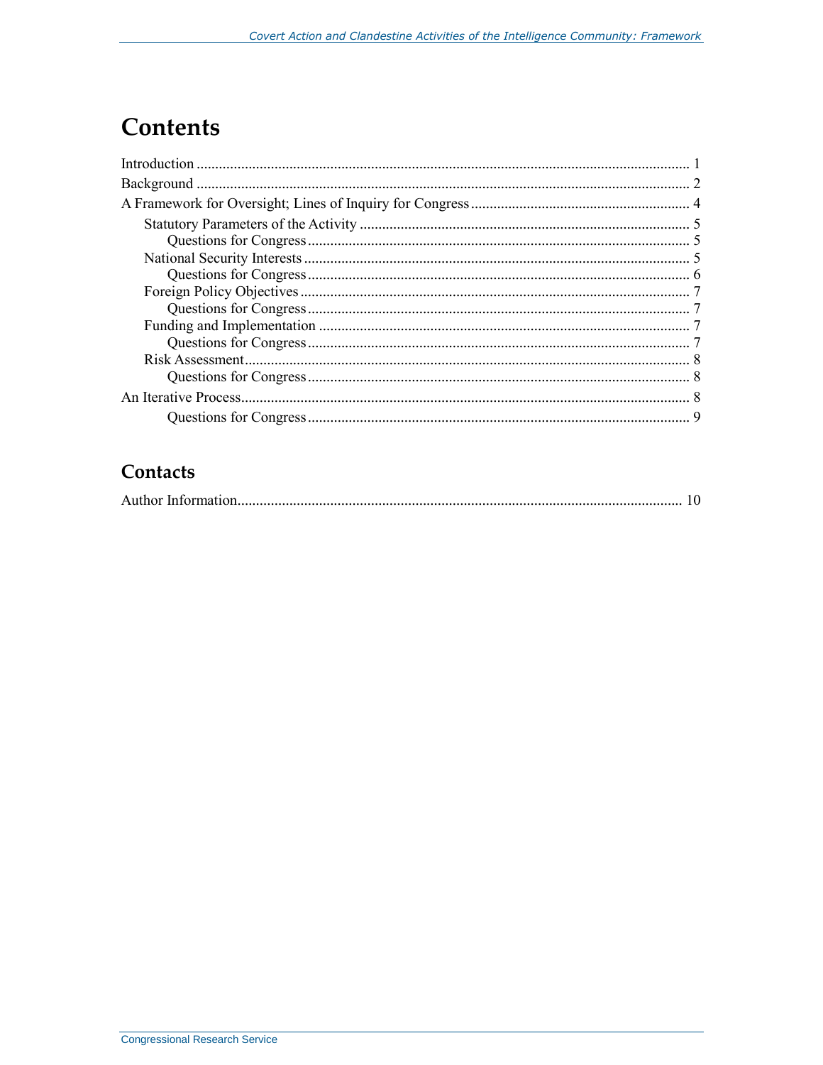# Contents

Introduction ..................................................................................................................... 1
Background ..................................................................................................................... 2
A Framework for Oversight; Lines of Inquiry for Congress ........................................................... 4
    Statutory Parameters of the Activity ......................................................................... 5
        Questions for Congress ...................................................................................... 5
    National Security Interests ....................................................................................... 5
        Questions for Congress ...................................................................................... 6
    Foreign Policy Objectives ........................................................................................ 7
        Questions for Congress ...................................................................................... 7
    Funding and Implementation ................................................................................... 7
        Questions for Congress ...................................................................................... 7
    Risk Assessment ....................................................................................................... 8
        Questions for Congress ...................................................................................... 8
An Iterative Process ........................................................................................................ 8
        Questions for Congress ...................................................................................... 9

## Contacts

Author Information ........................................................................................................ 10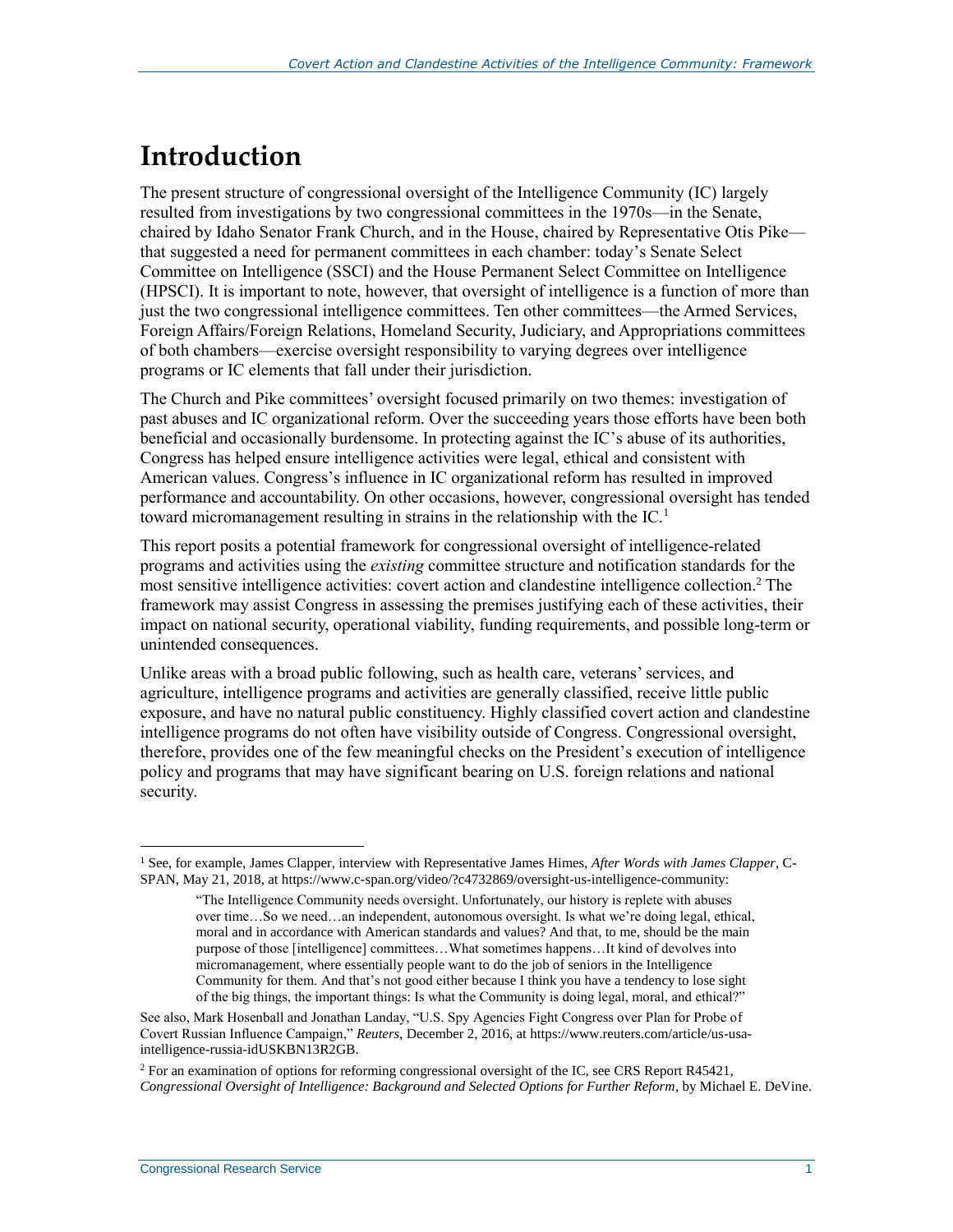# Introduction

The present structure of congressional oversight of the Intelligence Community (IC) largely resulted from investigations by two congressional committees in the 1970s—in the Senate, chaired by Idaho Senator Frank Church, and in the House, chaired by Representative Otis Pike—that suggested a need for permanent committees in each chamber: today's Senate Select Committee on Intelligence (SSCI) and the House Permanent Select Committee on Intelligence (HPSCI). It is important to note, however, that oversight of intelligence is a function of more than just the two congressional intelligence committees. Ten other committees—the Armed Services, Foreign Affairs/Foreign Relations, Homeland Security, Judiciary, and Appropriations committees of both chambers—exercise oversight responsibility to varying degrees over intelligence programs or IC elements that fall under their jurisdiction.

The Church and Pike committees' oversight focused primarily on two themes: investigation of past abuses and IC organizational reform. Over the succeeding years those efforts have been both beneficial and occasionally burdensome. In protecting against the IC's abuse of its authorities, Congress has helped ensure intelligence activities were legal, ethical and consistent with American values. Congress's influence in IC organizational reform has resulted in improved performance and accountability. On other occasions, however, congressional oversight has tended toward micromanagement resulting in strains in the relationship with the IC.[1]

This report posits a potential framework for congressional oversight of intelligence-related programs and activities using the *existing* committee structure and notification standards for the most sensitive intelligence activities: covert action and clandestine intelligence collection.[2] The framework may assist Congress in assessing the premises justifying each of these activities, their impact on national security, operational viability, funding requirements, and possible long-term or unintended consequences.

Unlike areas with a broad public following, such as health care, veterans' services, and agriculture, intelligence programs and activities are generally classified, receive little public exposure, and have no natural public constituency. Highly classified covert action and clandestine intelligence programs do not often have visibility outside of Congress. Congressional oversight, therefore, provides one of the few meaningful checks on the President's execution of intelligence policy and programs that may have significant bearing on U.S. foreign relations and national security.

---

[1] See, for example, James Clapper, interview with Representative James Himes, *After Words with James Clapper*, C-SPAN, May 21, 2018, at https://www.c-span.org/video/?c4732869/oversight-us-intelligence-community:

> "The Intelligence Community needs oversight. Unfortunately, our history is replete with abuses over time…So we need…an independent, autonomous oversight. Is what we're doing legal, ethical, moral and in accordance with American standards and values? And that, to me, should be the main purpose of those [intelligence] committees…What sometimes happens…It kind of devolves into micromanagement, where essentially people want to do the job of seniors in the Intelligence Community for them. And that's not good either because I think you have a tendency to lose sight of the big things, the important things: Is what the Community is doing legal, moral, and ethical?"

See also, Mark Hosenball and Jonathan Landay, "U.S. Spy Agencies Fight Congress over Plan for Probe of Covert Russian Influence Campaign," *Reuters*, December 2, 2016, at https://www.reuters.com/article/us-usa-intelligence-russia-idUSKBN13R2GB.

[2] For an examination of options for reforming congressional oversight of the IC, see CRS Report R45421, *Congressional Oversight of Intelligence: Background and Selected Options for Further Reform*, by Michael E. DeVine.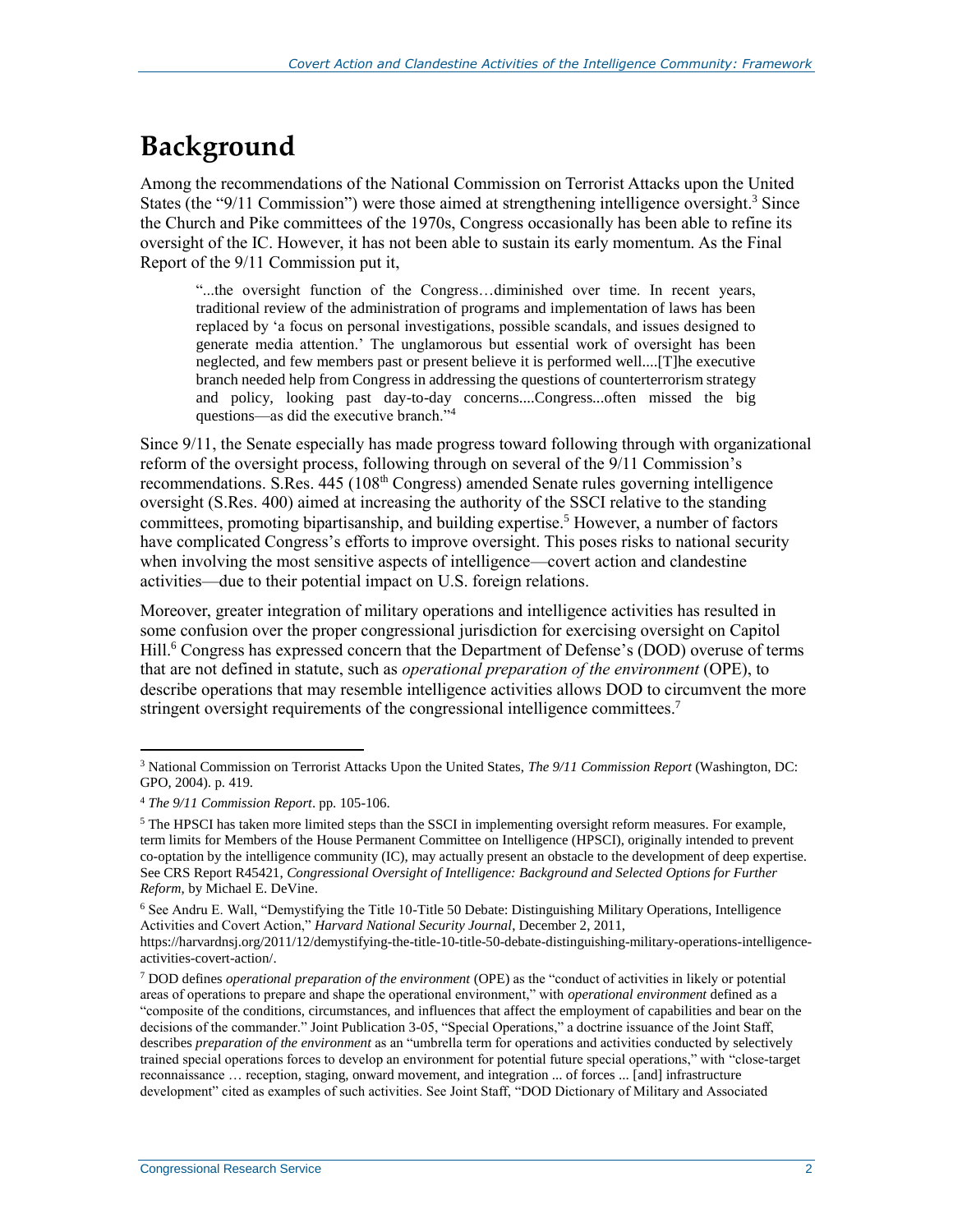# Background

Among the recommendations of the National Commission on Terrorist Attacks upon the United States (the "9/11 Commission") were those aimed at strengthening intelligence oversight.[3] Since the Church and Pike committees of the 1970s, Congress occasionally has been able to refine its oversight of the IC. However, it has not been able to sustain its early momentum. As the Final Report of the 9/11 Commission put it,

> "...the oversight function of the Congress…diminished over time. In recent years, traditional review of the administration of programs and implementation of laws has been replaced by 'a focus on personal investigations, possible scandals, and issues designed to generate media attention.' The unglamorous but essential work of oversight has been neglected, and few members past or present believe it is performed well....[T]he executive branch needed help from Congress in addressing the questions of counterterrorism strategy and policy, looking past day-to-day concerns....Congress...often missed the big questions—as did the executive branch."[4]

Since 9/11, the Senate especially has made progress toward following through with organizational reform of the oversight process, following through on several of the 9/11 Commission's recommendations. S.Res. 445 (108th Congress) amended Senate rules governing intelligence oversight (S.Res. 400) aimed at increasing the authority of the SSCI relative to the standing committees, promoting bipartisanship, and building expertise.[5] However, a number of factors have complicated Congress's efforts to improve oversight. This poses risks to national security when involving the most sensitive aspects of intelligence—covert action and clandestine activities—due to their potential impact on U.S. foreign relations.

Moreover, greater integration of military operations and intelligence activities has resulted in some confusion over the proper congressional jurisdiction for exercising oversight on Capitol Hill.[6] Congress has expressed concern that the Department of Defense's (DOD) overuse of terms that are not defined in statute, such as *operational preparation of the environment* (OPE), to describe operations that may resemble intelligence activities allows DOD to circumvent the more stringent oversight requirements of the congressional intelligence committees.[7]

---

[3] National Commission on Terrorist Attacks Upon the United States, *The 9/11 Commission Report* (Washington, DC: GPO, 2004). p. 419.

[4] *The 9/11 Commission Report*. pp. 105-106.

[5] The HPSCI has taken more limited steps than the SSCI in implementing oversight reform measures. For example, term limits for Members of the House Permanent Committee on Intelligence (HPSCI), originally intended to prevent co-optation by the intelligence community (IC), may actually present an obstacle to the development of deep expertise. See CRS Report R45421, *Congressional Oversight of Intelligence: Background and Selected Options for Further Reform*, by Michael E. DeVine.

[6] See Andru E. Wall, "Demystifying the Title 10-Title 50 Debate: Distinguishing Military Operations, Intelligence Activities and Covert Action," *Harvard National Security Journal*, December 2, 2011, https://harvardnsj.org/2011/12/demystifying-the-title-10-title-50-debate-distinguishing-military-operations-intelligence-activities-covert-action/.

[7] DOD defines *operational preparation of the environment* (OPE) as the "conduct of activities in likely or potential areas of operations to prepare and shape the operational environment," with *operational environment* defined as a "composite of the conditions, circumstances, and influences that affect the employment of capabilities and bear on the decisions of the commander." Joint Publication 3-05, "Special Operations," a doctrine issuance of the Joint Staff, describes *preparation of the environment* as an "umbrella term for operations and activities conducted by selectively trained special operations forces to develop an environment for potential future special operations," with "close-target reconnaissance … reception, staging, onward movement, and integration ... of forces ... [and] infrastructure development" cited as examples of such activities. See Joint Staff, "DOD Dictionary of Military and Associated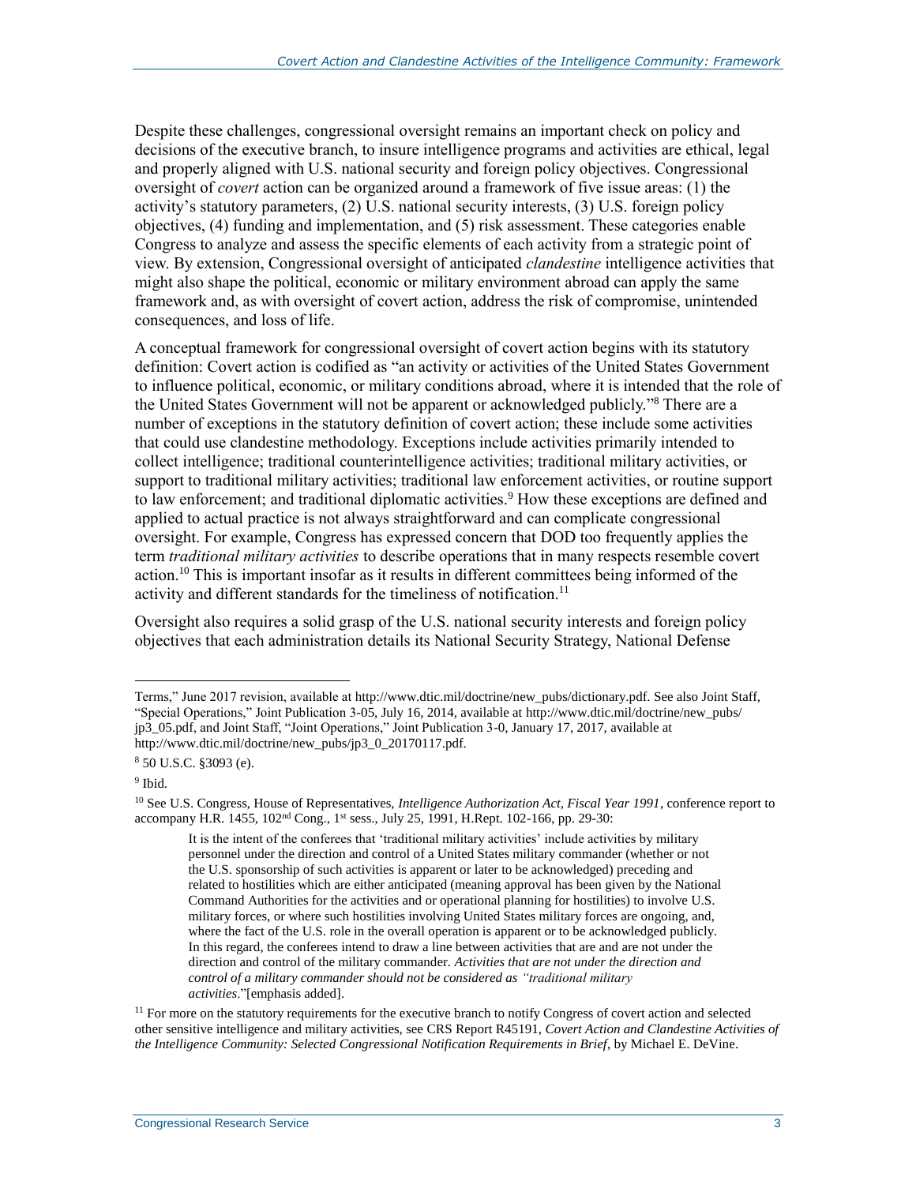Despite these challenges, congressional oversight remains an important check on policy and decisions of the executive branch, to insure intelligence programs and activities are ethical, legal and properly aligned with U.S. national security and foreign policy objectives. Congressional oversight of *covert* action can be organized around a framework of five issue areas: (1) the activity's statutory parameters, (2) U.S. national security interests, (3) U.S. foreign policy objectives, (4) funding and implementation, and (5) risk assessment. These categories enable Congress to analyze and assess the specific elements of each activity from a strategic point of view. By extension, Congressional oversight of anticipated *clandestine* intelligence activities that might also shape the political, economic or military environment abroad can apply the same framework and, as with oversight of covert action, address the risk of compromise, unintended consequences, and loss of life.

A conceptual framework for congressional oversight of covert action begins with its statutory definition: Covert action is codified as "an activity or activities of the United States Government to influence political, economic, or military conditions abroad, where it is intended that the role of the United States Government will not be apparent or acknowledged publicly."[8] There are a number of exceptions in the statutory definition of covert action; these include some activities that could use clandestine methodology. Exceptions include activities primarily intended to collect intelligence; traditional counterintelligence activities; traditional military activities, or support to traditional military activities; traditional law enforcement activities, or routine support to law enforcement; and traditional diplomatic activities.[9] How these exceptions are defined and applied to actual practice is not always straightforward and can complicate congressional oversight. For example, Congress has expressed concern that DOD too frequently applies the term *traditional military activities* to describe operations that in many respects resemble covert action.[10] This is important insofar as it results in different committees being informed of the activity and different standards for the timeliness of notification.[11]

Oversight also requires a solid grasp of the U.S. national security interests and foreign policy objectives that each administration details its National Security Strategy, National Defense

---

Terms," June 2017 revision, available at http://www.dtic.mil/doctrine/new_pubs/dictionary.pdf. See also Joint Staff, "Special Operations," Joint Publication 3-05, July 16, 2014, available at http://www.dtic.mil/doctrine/new_pubs/jp3_05.pdf, and Joint Staff, "Joint Operations," Joint Publication 3-0, January 17, 2017, available at http://www.dtic.mil/doctrine/new_pubs/jp3_0_20170117.pdf.

[8] 50 U.S.C. §3093 (e).

[9] Ibid.

[10] See U.S. Congress, House of Representatives, *Intelligence Authorization Act, Fiscal Year 1991*, conference report to accompany H.R. 1455, 102nd Cong., 1st sess., July 25, 1991, H.Rept. 102-166, pp. 29-30:

> It is the intent of the conferees that 'traditional military activities' include activities by military personnel under the direction and control of a United States military commander (whether or not the U.S. sponsorship of such activities is apparent or later to be acknowledged) preceding and related to hostilities which are either anticipated (meaning approval has been given by the National Command Authorities for the activities and or operational planning for hostilities) to involve U.S. military forces, or where such hostilities involving United States military forces are ongoing, and, where the fact of the U.S. role in the overall operation is apparent or to be acknowledged publicly. In this regard, the conferees intend to draw a line between activities that are and are not under the direction and control of the military commander. *Activities that are not under the direction and control of a military commander should not be considered as "traditional military activities*."[emphasis added].

[11] For more on the statutory requirements for the executive branch to notify Congress of covert action and selected other sensitive intelligence and military activities, see CRS Report R45191, *Covert Action and Clandestine Activities of the Intelligence Community: Selected Congressional Notification Requirements in Brief*, by Michael E. DeVine.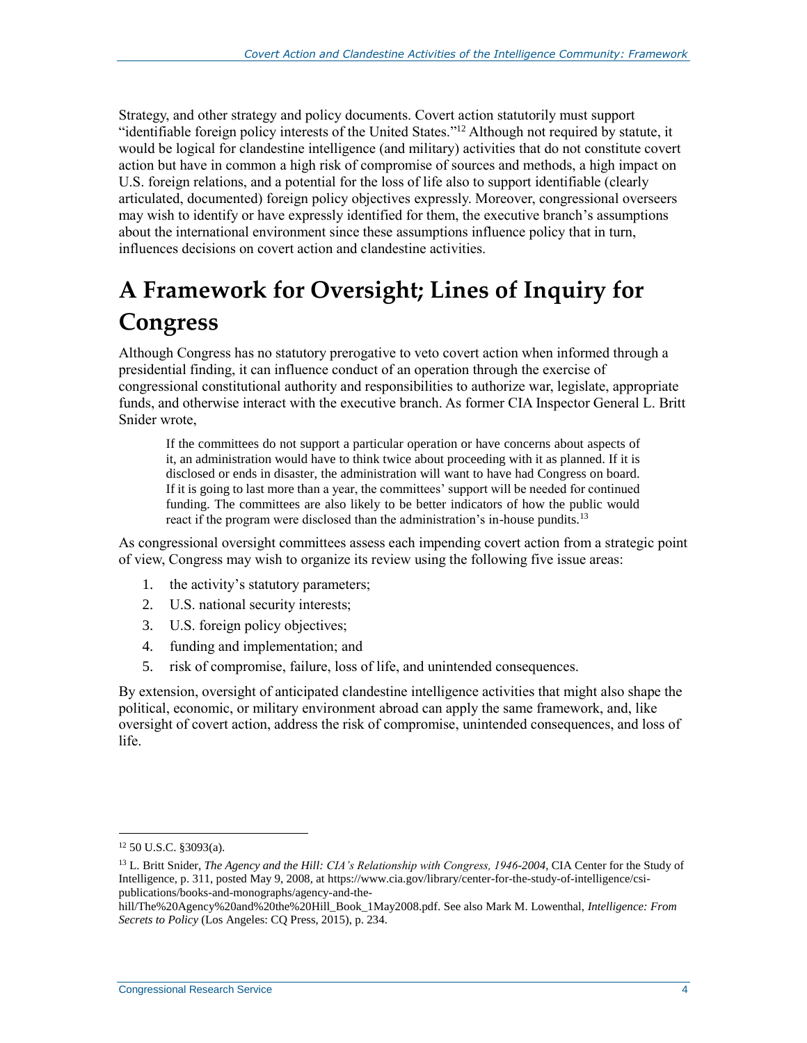Strategy, and other strategy and policy documents. Covert action statutorily must support "identifiable foreign policy interests of the United States."[12] Although not required by statute, it would be logical for clandestine intelligence (and military) activities that do not constitute covert action but have in common a high risk of compromise of sources and methods, a high impact on U.S. foreign relations, and a potential for the loss of life also to support identifiable (clearly articulated, documented) foreign policy objectives expressly. Moreover, congressional overseers may wish to identify or have expressly identified for them, the executive branch's assumptions about the international environment since these assumptions influence policy that in turn, influences decisions on covert action and clandestine activities.

# A Framework for Oversight; Lines of Inquiry for Congress

Although Congress has no statutory prerogative to veto covert action when informed through a presidential finding, it can influence conduct of an operation through the exercise of congressional constitutional authority and responsibilities to authorize war, legislate, appropriate funds, and otherwise interact with the executive branch. As former CIA Inspector General L. Britt Snider wrote,

> If the committees do not support a particular operation or have concerns about aspects of it, an administration would have to think twice about proceeding with it as planned. If it is disclosed or ends in disaster, the administration will want to have had Congress on board. If it is going to last more than a year, the committees' support will be needed for continued funding. The committees are also likely to be better indicators of how the public would react if the program were disclosed than the administration's in-house pundits.[13]

As congressional oversight committees assess each impending covert action from a strategic point of view, Congress may wish to organize its review using the following five issue areas:

1. the activity's statutory parameters;
2. U.S. national security interests;
3. U.S. foreign policy objectives;
4. funding and implementation; and
5. risk of compromise, failure, loss of life, and unintended consequences.

By extension, oversight of anticipated clandestine intelligence activities that might also shape the political, economic, or military environment abroad can apply the same framework, and, like oversight of covert action, address the risk of compromise, unintended consequences, and loss of life.

---

[12] 50 U.S.C. §3093(a).

[13] L. Britt Snider, *The Agency and the Hill: CIA's Relationship with Congress, 1946-2004*, CIA Center for the Study of Intelligence, p. 311, posted May 9, 2008, at https://www.cia.gov/library/center-for-the-study-of-intelligence/csi-publications/books-and-monographs/agency-and-the-hill/The%20Agency%20and%20the%20Hill_Book_1May2008.pdf. See also Mark M. Lowenthal, *Intelligence: From Secrets to Policy* (Los Angeles: CQ Press, 2015), p. 234.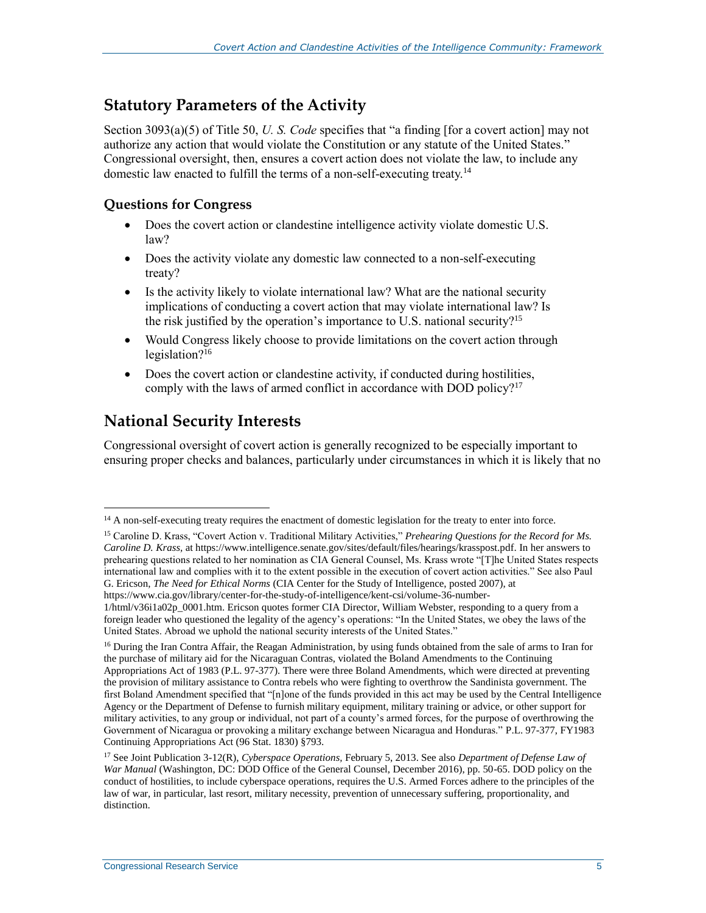## Statutory Parameters of the Activity

Section 3093(a)(5) of Title 50, *U. S. Code* specifies that "a finding [for a covert action] may not authorize any action that would violate the Constitution or any statute of the United States." Congressional oversight, then, ensures a covert action does not violate the law, to include any domestic law enacted to fulfill the terms of a non-self-executing treaty.[14]

### Questions for Congress

- Does the covert action or clandestine intelligence activity violate domestic U.S. law?
- Does the activity violate any domestic law connected to a non-self-executing treaty?
- Is the activity likely to violate international law? What are the national security implications of conducting a covert action that may violate international law? Is the risk justified by the operation's importance to U.S. national security?[15]
- Would Congress likely choose to provide limitations on the covert action through legislation?[16]
- Does the covert action or clandestine activity, if conducted during hostilities, comply with the laws of armed conflict in accordance with DOD policy?[17]

## National Security Interests

Congressional oversight of covert action is generally recognized to be especially important to ensuring proper checks and balances, particularly under circumstances in which it is likely that no

---

[14] A non-self-executing treaty requires the enactment of domestic legislation for the treaty to enter into force.

[15] Caroline D. Krass, "Covert Action v. Traditional Military Activities," *Prehearing Questions for the Record for Ms. Caroline D. Krass*, at https://www.intelligence.senate.gov/sites/default/files/hearings/krasspost.pdf. In her answers to prehearing questions related to her nomination as CIA General Counsel, Ms. Krass wrote "[T]he United States respects international law and complies with it to the extent possible in the execution of covert action activities." See also Paul G. Ericson, *The Need for Ethical Norms* (CIA Center for the Study of Intelligence, posted 2007), at https://www.cia.gov/library/center-for-the-study-of-intelligence/kent-csi/volume-36-number-1/html/v36i1a02p_0001.htm. Ericson quotes former CIA Director, William Webster, responding to a query from a foreign leader who questioned the legality of the agency's operations: "In the United States, we obey the laws of the United States. Abroad we uphold the national security interests of the United States."

[16] During the Iran Contra Affair, the Reagan Administration, by using funds obtained from the sale of arms to Iran for the purchase of military aid for the Nicaraguan Contras, violated the Boland Amendments to the Continuing Appropriations Act of 1983 (P.L. 97-377). There were three Boland Amendments, which were directed at preventing the provision of military assistance to Contra rebels who were fighting to overthrow the Sandinista government. The first Boland Amendment specified that "[n]one of the funds provided in this act may be used by the Central Intelligence Agency or the Department of Defense to furnish military equipment, military training or advice, or other support for military activities, to any group or individual, not part of a county's armed forces, for the purpose of overthrowing the Government of Nicaragua or provoking a military exchange between Nicaragua and Honduras." P.L. 97-377, FY1983 Continuing Appropriations Act (96 Stat. 1830) §793.

[17] See Joint Publication 3-12(R), *Cyberspace Operations,* February 5, 2013. See also *Department of Defense Law of War Manual* (Washington, DC: DOD Office of the General Counsel, December 2016), pp. 50-65. DOD policy on the conduct of hostilities, to include cyberspace operations, requires the U.S. Armed Forces adhere to the principles of the law of war, in particular, last resort, military necessity, prevention of unnecessary suffering, proportionality, and distinction.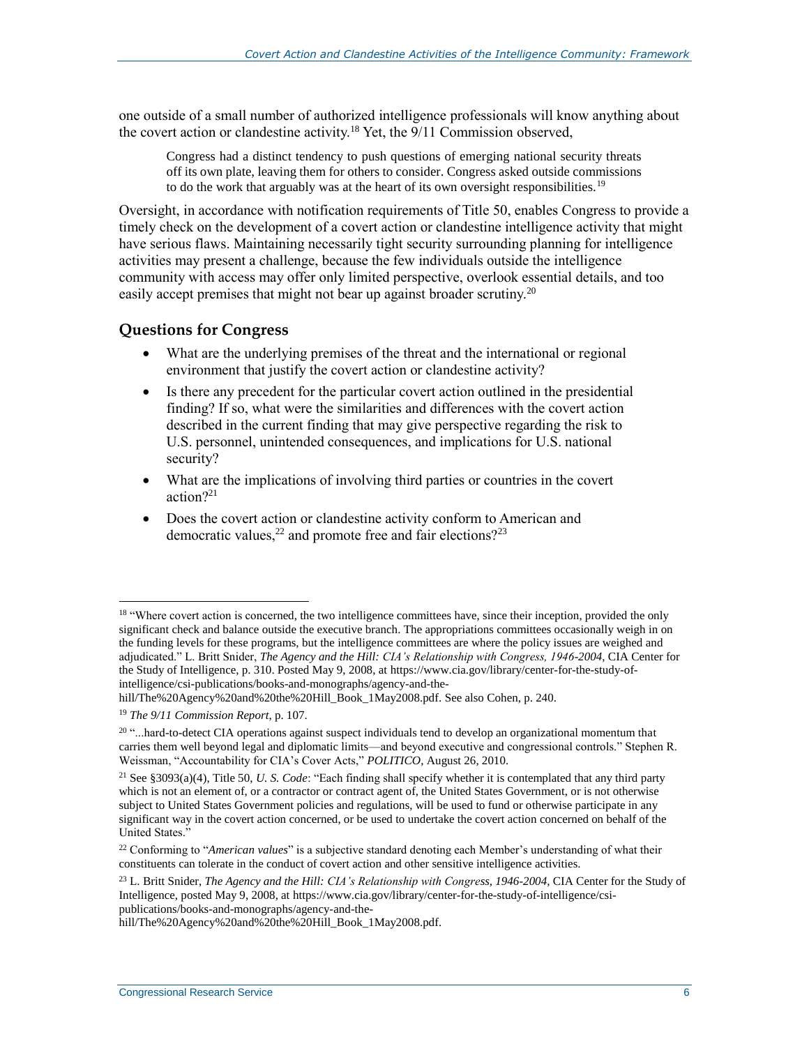one outside of a small number of authorized intelligence professionals will know anything about the covert action or clandestine activity.[18] Yet, the 9/11 Commission observed,

> Congress had a distinct tendency to push questions of emerging national security threats off its own plate, leaving them for others to consider. Congress asked outside commissions to do the work that arguably was at the heart of its own oversight responsibilities.[19]

Oversight, in accordance with notification requirements of Title 50, enables Congress to provide a timely check on the development of a covert action or clandestine intelligence activity that might have serious flaws. Maintaining necessarily tight security surrounding planning for intelligence activities may present a challenge, because the few individuals outside the intelligence community with access may offer only limited perspective, overlook essential details, and too easily accept premises that might not bear up against broader scrutiny.[20]

### Questions for Congress

- What are the underlying premises of the threat and the international or regional environment that justify the covert action or clandestine activity?
- Is there any precedent for the particular covert action outlined in the presidential finding? If so, what were the similarities and differences with the covert action described in the current finding that may give perspective regarding the risk to U.S. personnel, unintended consequences, and implications for U.S. national security?
- What are the implications of involving third parties or countries in the covert action?[21]
- Does the covert action or clandestine activity conform to American and democratic values,[22] and promote free and fair elections?[23]

---

[18] "Where covert action is concerned, the two intelligence committees have, since their inception, provided the only significant check and balance outside the executive branch. The appropriations committees occasionally weigh in on the funding levels for these programs, but the intelligence committees are where the policy issues are weighed and adjudicated." L. Britt Snider, *The Agency and the Hill: CIA's Relationship with Congress, 1946-2004*, CIA Center for the Study of Intelligence, p. 310. Posted May 9, 2008, at https://www.cia.gov/library/center-for-the-study-of-intelligence/csi-publications/books-and-monographs/agency-and-the-hill/The%20Agency%20and%20the%20Hill_Book_1May2008.pdf. See also Cohen, p. 240.

[19] *The 9/11 Commission Report*, p. 107.

[20] "...hard-to-detect CIA operations against suspect individuals tend to develop an organizational momentum that carries them well beyond legal and diplomatic limits—and beyond executive and congressional controls." Stephen R. Weissman, "Accountability for CIA's Cover Acts," *POLITICO*, August 26, 2010.

[21] See §3093(a)(4), Title 50, *U. S. Code*: "Each finding shall specify whether it is contemplated that any third party which is not an element of, or a contractor or contract agent of, the United States Government, or is not otherwise subject to United States Government policies and regulations, will be used to fund or otherwise participate in any significant way in the covert action concerned, or be used to undertake the covert action concerned on behalf of the United States."

[22] Conforming to "*American values*" is a subjective standard denoting each Member's understanding of what their constituents can tolerate in the conduct of covert action and other sensitive intelligence activities.

[23] L. Britt Snider, *The Agency and the Hill: CIA's Relationship with Congress, 1946-2004*, CIA Center for the Study of Intelligence, posted May 9, 2008, at https://www.cia.gov/library/center-for-the-study-of-intelligence/csi-publications/books-and-monographs/agency-and-the-hill/The%20Agency%20and%20the%20Hill_Book_1May2008.pdf.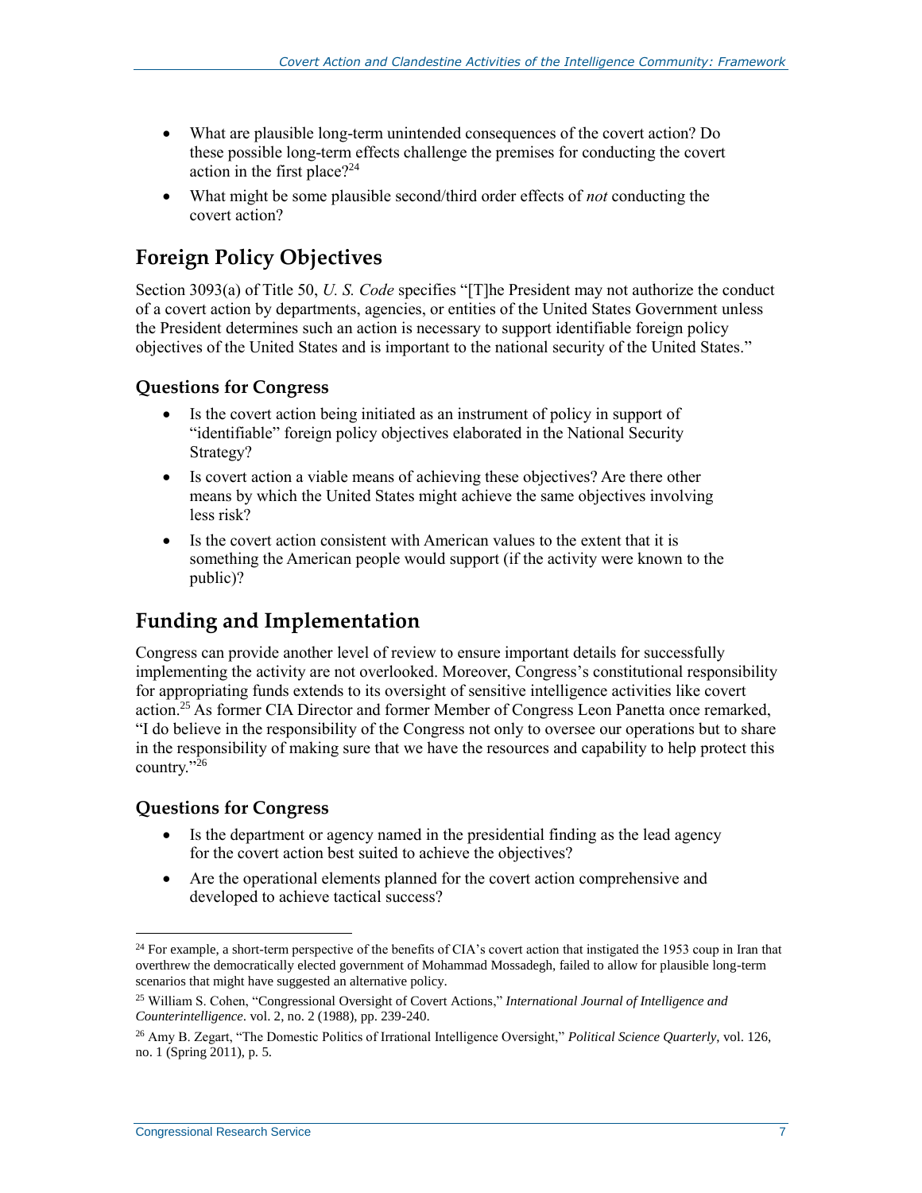- What are plausible long-term unintended consequences of the covert action? Do these possible long-term effects challenge the premises for conducting the covert action in the first place?[24]
- What might be some plausible second/third order effects of *not* conducting the covert action?

## Foreign Policy Objectives

Section 3093(a) of Title 50, *U. S. Code* specifies "[T]he President may not authorize the conduct of a covert action by departments, agencies, or entities of the United States Government unless the President determines such an action is necessary to support identifiable foreign policy objectives of the United States and is important to the national security of the United States."

### Questions for Congress

- Is the covert action being initiated as an instrument of policy in support of "identifiable" foreign policy objectives elaborated in the National Security Strategy?
- Is covert action a viable means of achieving these objectives? Are there other means by which the United States might achieve the same objectives involving less risk?
- Is the covert action consistent with American values to the extent that it is something the American people would support (if the activity were known to the public)?

## Funding and Implementation

Congress can provide another level of review to ensure important details for successfully implementing the activity are not overlooked. Moreover, Congress's constitutional responsibility for appropriating funds extends to its oversight of sensitive intelligence activities like covert action.[25] As former CIA Director and former Member of Congress Leon Panetta once remarked, "I do believe in the responsibility of the Congress not only to oversee our operations but to share in the responsibility of making sure that we have the resources and capability to help protect this country."[26]

### Questions for Congress

- Is the department or agency named in the presidential finding as the lead agency for the covert action best suited to achieve the objectives?
- Are the operational elements planned for the covert action comprehensive and developed to achieve tactical success?

---

[24] For example, a short-term perspective of the benefits of CIA's covert action that instigated the 1953 coup in Iran that overthrew the democratically elected government of Mohammad Mossadegh, failed to allow for plausible long-term scenarios that might have suggested an alternative policy.

[25] William S. Cohen, "Congressional Oversight of Covert Actions," *International Journal of Intelligence and Counterintelligence*. vol. 2, no. 2 (1988), pp. 239-240.

[26] Amy B. Zegart, "The Domestic Politics of Irrational Intelligence Oversight," *Political Science Quarterly*, vol. 126, no. 1 (Spring 2011), p. 5.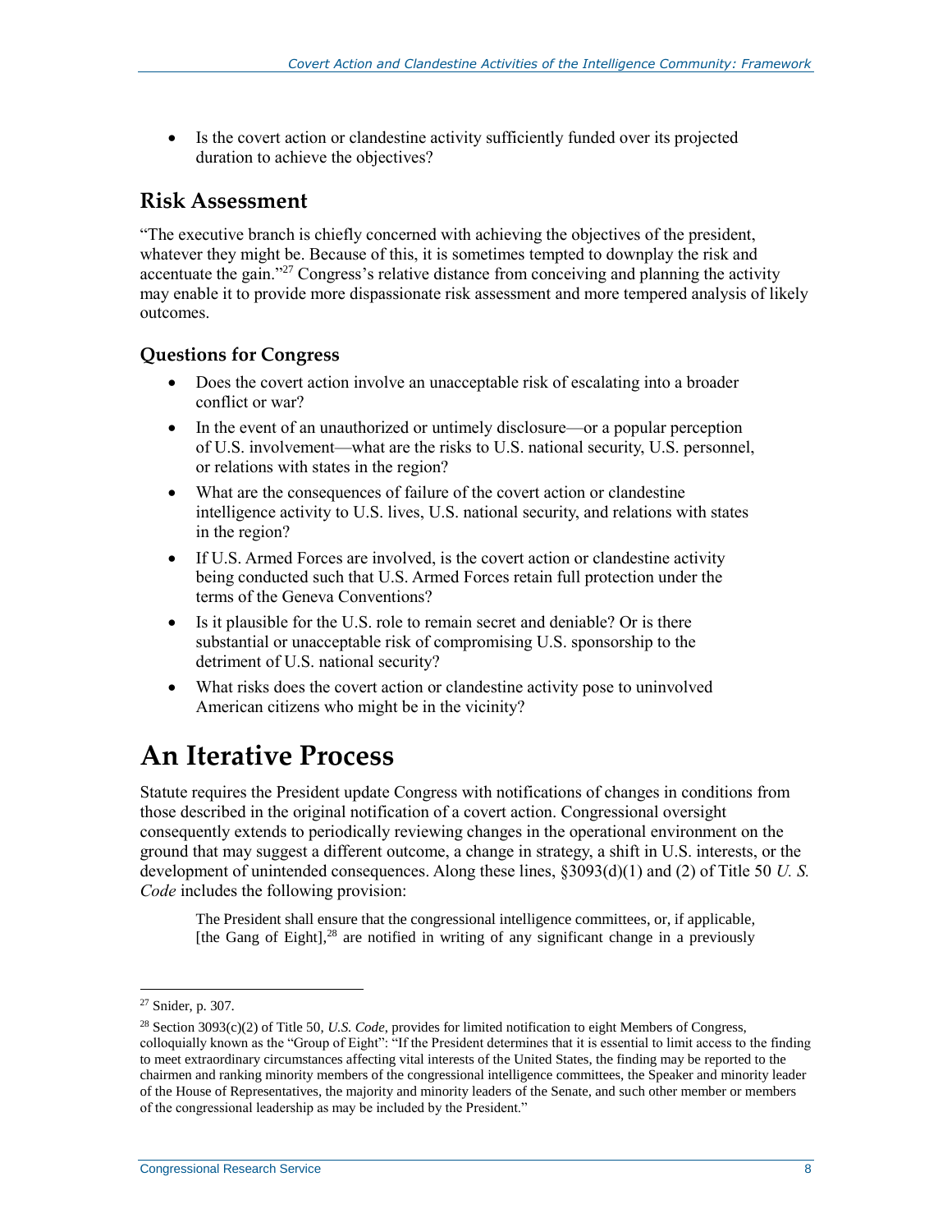- Is the covert action or clandestine activity sufficiently funded over its projected duration to achieve the objectives?

## Risk Assessment

"The executive branch is chiefly concerned with achieving the objectives of the president, whatever they might be. Because of this, it is sometimes tempted to downplay the risk and accentuate the gain."[27] Congress's relative distance from conceiving and planning the activity may enable it to provide more dispassionate risk assessment and more tempered analysis of likely outcomes.

### Questions for Congress

- Does the covert action involve an unacceptable risk of escalating into a broader conflict or war?
- In the event of an unauthorized or untimely disclosure—or a popular perception of U.S. involvement—what are the risks to U.S. national security, U.S. personnel, or relations with states in the region?
- What are the consequences of failure of the covert action or clandestine intelligence activity to U.S. lives, U.S. national security, and relations with states in the region?
- If U.S. Armed Forces are involved, is the covert action or clandestine activity being conducted such that U.S. Armed Forces retain full protection under the terms of the Geneva Conventions?
- Is it plausible for the U.S. role to remain secret and deniable? Or is there substantial or unacceptable risk of compromising U.S. sponsorship to the detriment of U.S. national security?
- What risks does the covert action or clandestine activity pose to uninvolved American citizens who might be in the vicinity?

# An Iterative Process

Statute requires the President update Congress with notifications of changes in conditions from those described in the original notification of a covert action. Congressional oversight consequently extends to periodically reviewing changes in the operational environment on the ground that may suggest a different outcome, a change in strategy, a shift in U.S. interests, or the development of unintended consequences. Along these lines, §3093(d)(1) and (2) of Title 50 *U. S. Code* includes the following provision:

> The President shall ensure that the congressional intelligence committees, or, if applicable, [the Gang of Eight],[28] are notified in writing of any significant change in a previously

---

[27] Snider, p. 307.

[28] Section 3093(c)(2) of Title 50, *U.S. Code*, provides for limited notification to eight Members of Congress, colloquially known as the "Group of Eight": "If the President determines that it is essential to limit access to the finding to meet extraordinary circumstances affecting vital interests of the United States, the finding may be reported to the chairmen and ranking minority members of the congressional intelligence committees, the Speaker and minority leader of the House of Representatives, the majority and minority leaders of the Senate, and such other member or members of the congressional leadership as may be included by the President."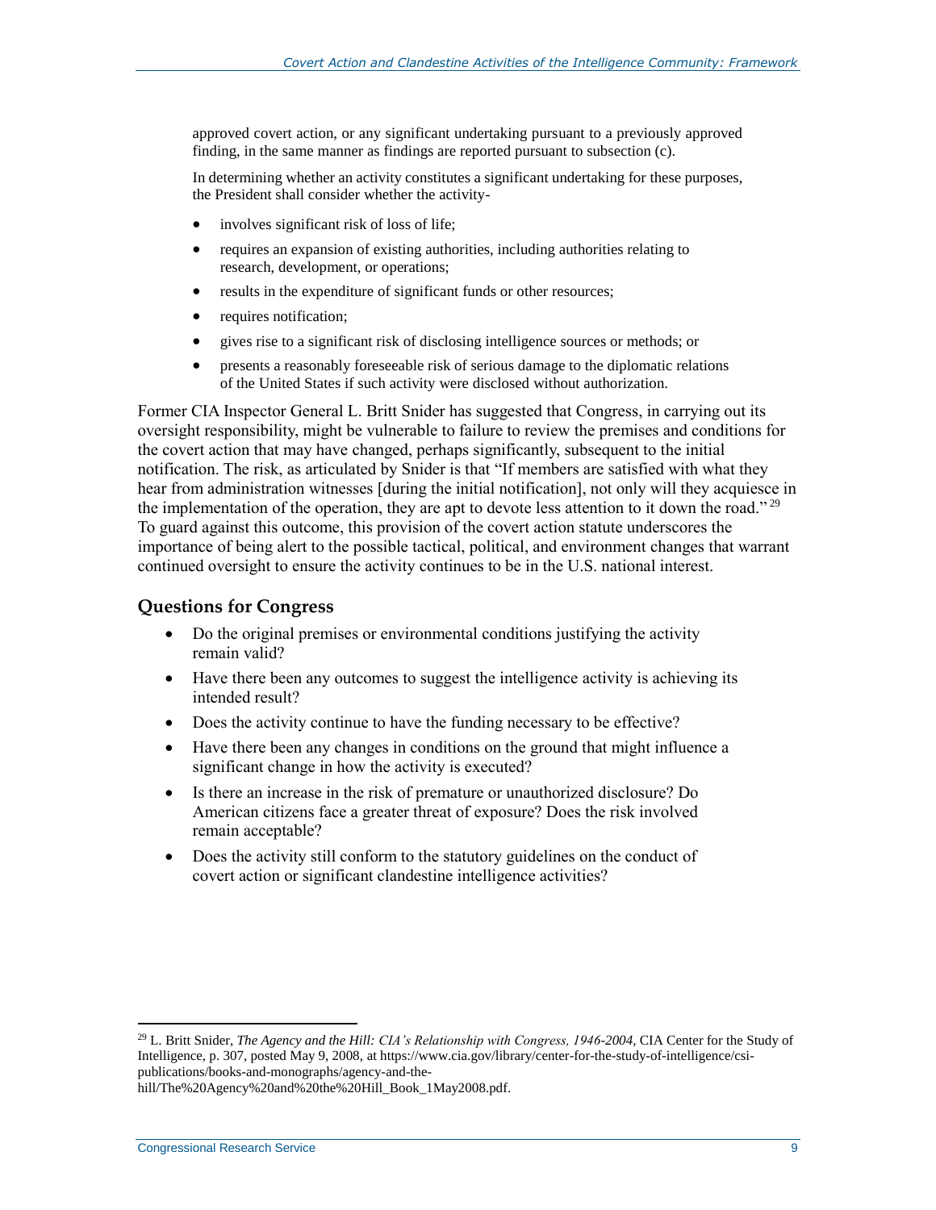approved covert action, or any significant undertaking pursuant to a previously approved finding, in the same manner as findings are reported pursuant to subsection (c).

In determining whether an activity constitutes a significant undertaking for these purposes, the President shall consider whether the activity-

- involves significant risk of loss of life;
- requires an expansion of existing authorities, including authorities relating to research, development, or operations;
- results in the expenditure of significant funds or other resources;
- requires notification;
- gives rise to a significant risk of disclosing intelligence sources or methods; or
- presents a reasonably foreseeable risk of serious damage to the diplomatic relations of the United States if such activity were disclosed without authorization.

Former CIA Inspector General L. Britt Snider has suggested that Congress, in carrying out its oversight responsibility, might be vulnerable to failure to review the premises and conditions for the covert action that may have changed, perhaps significantly, subsequent to the initial notification. The risk, as articulated by Snider is that "If members are satisfied with what they hear from administration witnesses [during the initial notification], not only will they acquiesce in the implementation of the operation, they are apt to devote less attention to it down the road."[29] To guard against this outcome, this provision of the covert action statute underscores the importance of being alert to the possible tactical, political, and environment changes that warrant continued oversight to ensure the activity continues to be in the U.S. national interest.

### Questions for Congress

- Do the original premises or environmental conditions justifying the activity remain valid?
- Have there been any outcomes to suggest the intelligence activity is achieving its intended result?
- Does the activity continue to have the funding necessary to be effective?
- Have there been any changes in conditions on the ground that might influence a significant change in how the activity is executed?
- Is there an increase in the risk of premature or unauthorized disclosure? Do American citizens face a greater threat of exposure? Does the risk involved remain acceptable?
- Does the activity still conform to the statutory guidelines on the conduct of covert action or significant clandestine intelligence activities?

---

[29] L. Britt Snider, *The Agency and the Hill: CIA's Relationship with Congress, 1946-2004*, CIA Center for the Study of Intelligence, p. 307, posted May 9, 2008, at https://www.cia.gov/library/center-for-the-study-of-intelligence/csi-publications/books-and-monographs/agency-and-the-hill/The%20Agency%20and%20the%20Hill_Book_1May2008.pdf.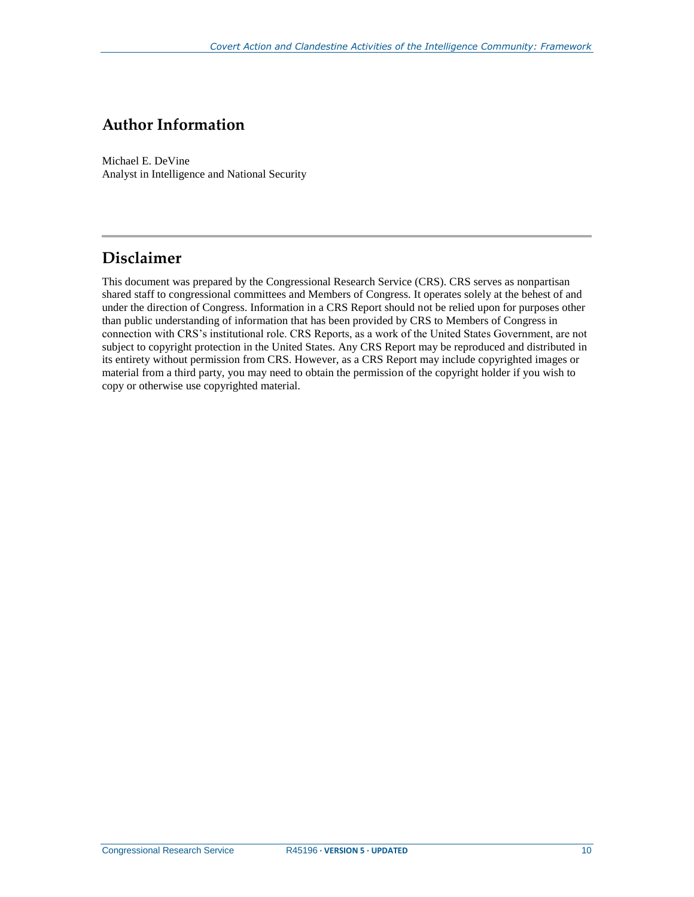## Author Information

Michael E. DeVine
Analyst in Intelligence and National Security

## Disclaimer

This document was prepared by the Congressional Research Service (CRS). CRS serves as nonpartisan shared staff to congressional committees and Members of Congress. It operates solely at the behest of and under the direction of Congress. Information in a CRS Report should not be relied upon for purposes other than public understanding of information that has been provided by CRS to Members of Congress in connection with CRS's institutional role. CRS Reports, as a work of the United States Government, are not subject to copyright protection in the United States. Any CRS Report may be reproduced and distributed in its entirety without permission from CRS. However, as a CRS Report may include copyrighted images or material from a third party, you may need to obtain the permission of the copyright holder if you wish to copy or otherwise use copyrighted material.